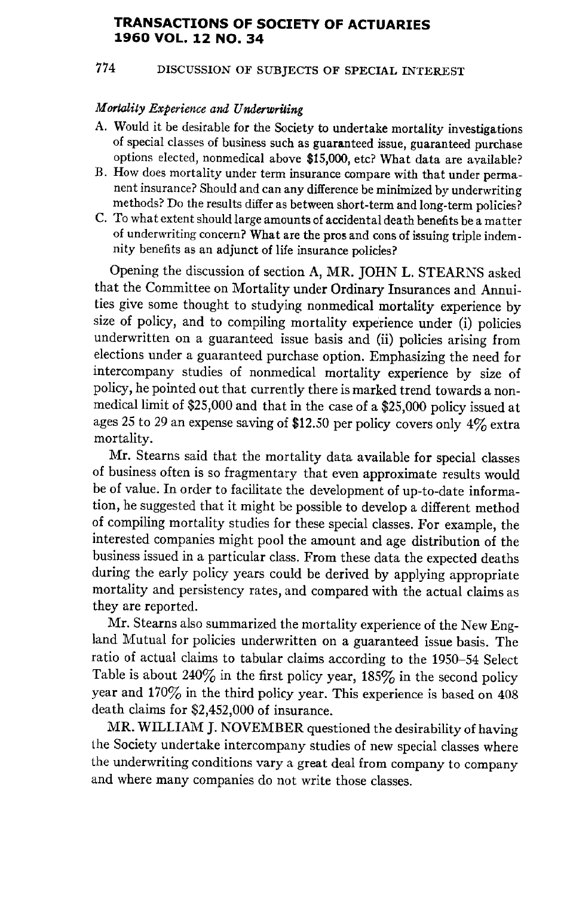*Mortality Experience and Underwriting*

A. Would it be desirable for the Society to undertake mortality investigations of special classes of business such as guaranteed issue, guaranteed purchase options elected, nonmedical above $15,000, etc? What data are available?

B. How does mortality under term insurance compare with that under permanent insurance? Should and can any difference be minimized by underwriting methods? Do the results differ as between short-term and long-term policies?

C. To what extent should large amounts of accidental death benefits be a matter of underwriting concern? What are the pros and cons of issuing triple indemnity benefits as an adjunct of life insurance policies?

Opening the discussion of section A, MR. JOHN L. STEARNS asked that the Committee on Mortality under Ordinary Insurances and Annuities give some thought to studying nonmedical mortality experience by size of policy, and to compiling mortality experience under (i) policies underwritten on a guaranteed issue basis and (ii) policies arising from elections under a guaranteed purchase option. Emphasizing the need for intercompany studies of nonmedical mortality experience by size of policy, he pointed out that currently there is marked trend towards a nonmedical limit of $25,000 and that in the case of a $25,000 policy issued at ages 25 to 29 an expense saving of $12.50 per policy covers only 4% extra mortality.

Mr. Stearns said that the mortality data available for special classes of business often is so fragmentary that even approximate results would be of value. In order to facilitate the development of up-to-date information, he suggested that it might be possible to develop a different method of compiling mortality studies for these special classes. For example, the interested companies might pool the amount and age distribution of the business issued in a particular class. From these data the expected deaths during the early policy years could be derived by applying appropriate mortality and persistency rates, and compared with the actual claims as they are reported.

Mr. Stearns also summarized the mortality experience of the New England Mutual for policies underwritten on a guaranteed issue basis. The ratio of actual claims to tabular claims according to the 1950–54 Select Table is about 240% in the first policy year, 185% in the second policy year and 170% in the third policy year. This experience is based on 408 death claims for $2,452,000 of insurance.

MR. WILLIAM J. NOVEMBER questioned the desirability of having the Society undertake intercompany studies of new special classes where the underwriting conditions vary a great deal from company to company and where many companies do not write those classes.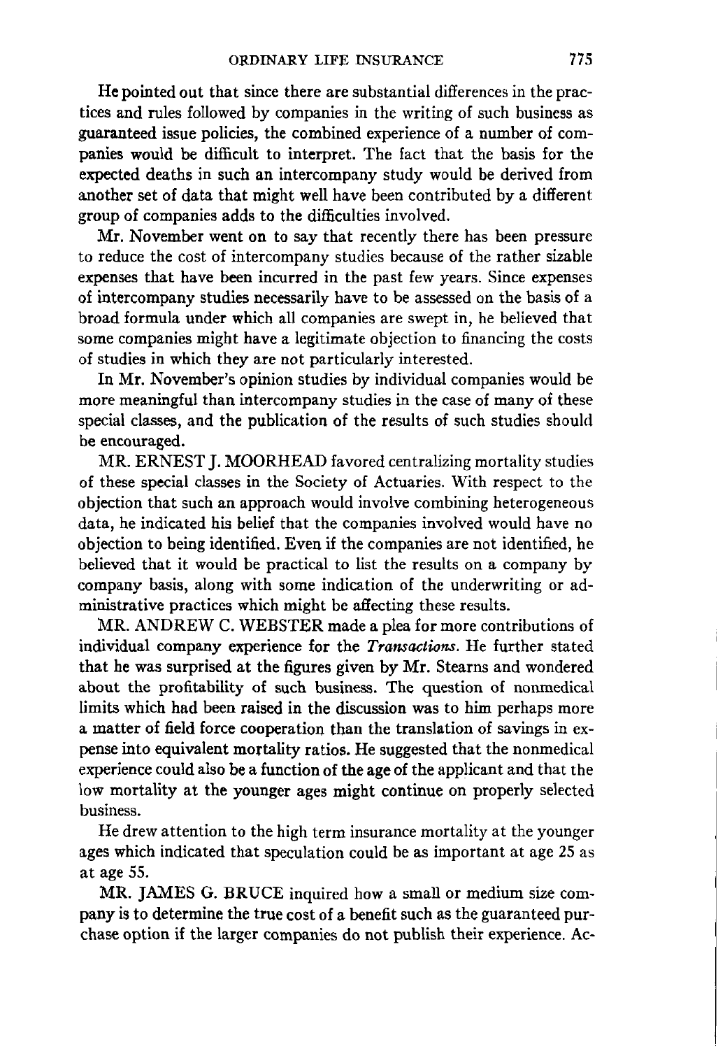He pointed out that since there are substantial differences in the practices and rules followed by companies in the writing of such business as guaranteed issue policies, the combined experience of a number of companies would be difficult to interpret. The fact that the basis for the expected deaths in such an intercompany study would be derived from another set of data that might well have been contributed by a different group of companies adds to the difficulties involved.

Mr. November went on to say that recently there has been pressure to reduce the cost of intercompany studies because of the rather sizable expenses that have been incurred in the past few years. Since expenses of intercompany studies necessarily have to be assessed on the basis of a broad formula under which all companies are swept in, he believed that some companies might have a legitimate objection to financing the costs of studies in which they are not particularly interested.

In Mr. November's opinion studies by individual companies would be more meaningful than intercompany studies in the case of many of these special classes, and the publication of the results of such studies should be encouraged.

MR. ERNEST J. MOORHEAD favored centralizing mortality studies of these special classes in the Society of Actuaries. With respect to the objection that such an approach would involve combining heterogeneous data, he indicated his belief that the companies involved would have no objection to being identified. Even if the companies are not identified, he believed that it would be practical to list the results on a company by company basis, along with some indication of the underwriting or administrative practices which might be affecting these results.

MR. ANDREW C. WEBSTER made a plea for more contributions of individual company experience for the *Transactions*. He further stated that he was surprised at the figures given by Mr. Stearns and wondered about the profitability of such business. The question of nonmedical limits which had been raised in the discussion was to him perhaps more a matter of field force cooperation than the translation of savings in expense into equivalent mortality ratios. He suggested that the nonmedical experience could also be a function of the age of the applicant and that the low mortality at the younger ages might continue on properly selected business.

He drew attention to the high term insurance mortality at the younger ages which indicated that speculation could be as important at age 25 as at age 55.

MR. JAMES G. BRUCE inquired how a small or medium size company is to determine the true cost of a benefit such as the guaranteed purchase option if the larger companies do not publish their experience. Ac-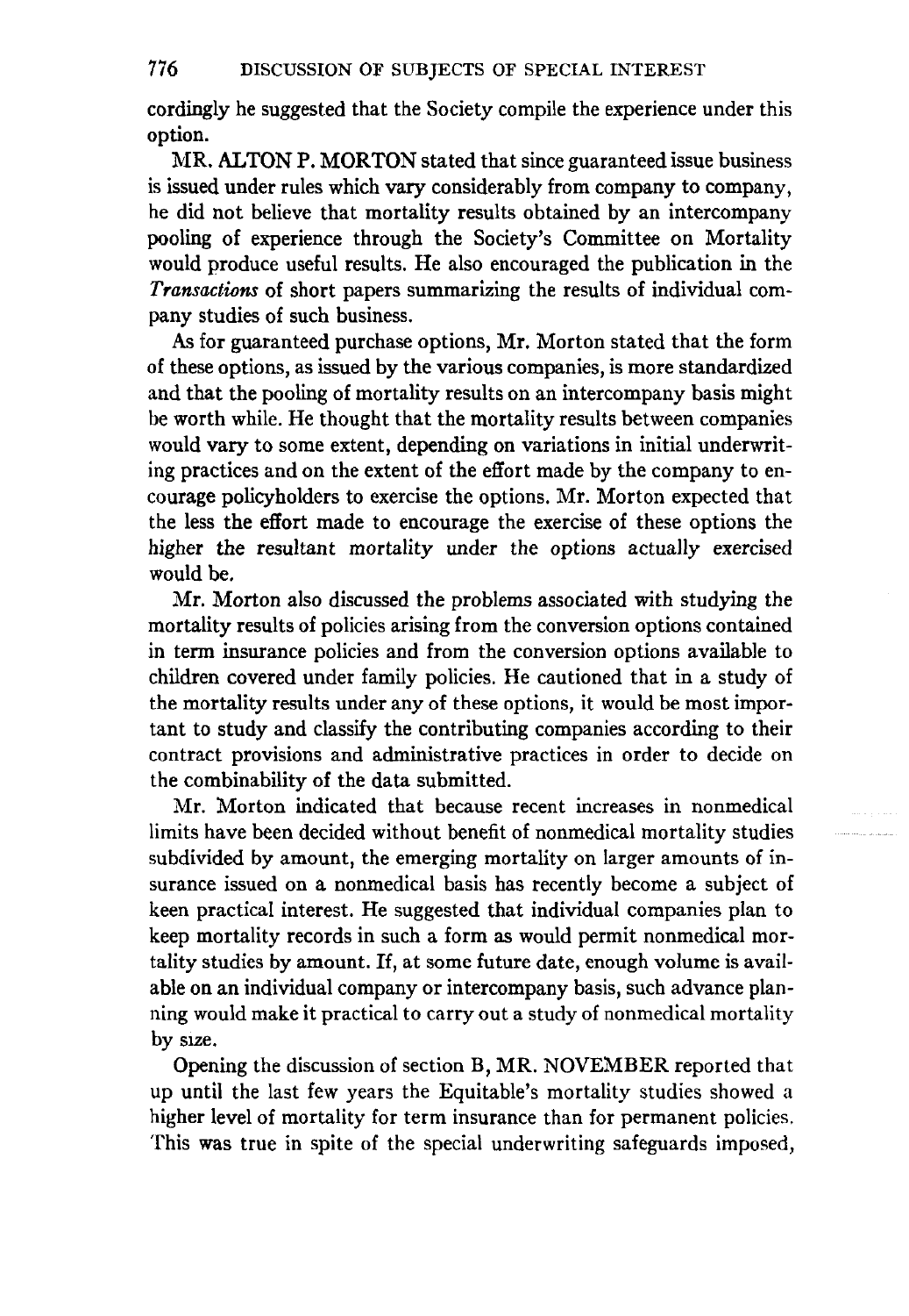cordingly he suggested that the Society compile the experience under this option.

MR. ALTON P. MORTON stated that since guaranteed issue business is issued under rules which vary considerably from company to company, he did not believe that mortality results obtained by an intercompany pooling of experience through the Society's Committee on Mortality would produce useful results. He also encouraged the publication in the *Transactions* of short papers summarizing the results of individual company studies of such business.

As for guaranteed purchase options, Mr. Morton stated that the form of these options, as issued by the various companies, is more standardized and that the pooling of mortality results on an intercompany basis might be worth while. He thought that the mortality results between companies would vary to some extent, depending on variations in initial underwriting practices and on the extent of the effort made by the company to encourage policyholders to exercise the options. Mr. Morton expected that the less the effort made to encourage the exercise of these options the higher the resultant mortality under the options actually exercised would be.

Mr. Morton also discussed the problems associated with studying the mortality results of policies arising from the conversion options contained in term insurance policies and from the conversion options available to children covered under family policies. He cautioned that in a study of the mortality results under any of these options, it would be most important to study and classify the contributing companies according to their contract provisions and administrative practices in order to decide on the combinability of the data submitted.

Mr. Morton indicated that because recent increases in nonmedical limits have been decided without benefit of nonmedical mortality studies subdivided by amount, the emerging mortality on larger amounts of insurance issued on a nonmedical basis has recently become a subject of keen practical interest. He suggested that individual companies plan to keep mortality records in such a form as would permit nonmedical mortality studies by amount. If, at some future date, enough volume is available on an individual company or intercompany basis, such advance planning would make it practical to carry out a study of nonmedical mortality by size.

Opening the discussion of section B, MR. NOVEMBER reported that up until the last few years the Equitable's mortality studies showed a higher level of mortality for term insurance than for permanent policies. This was true in spite of the special underwriting safeguards imposed,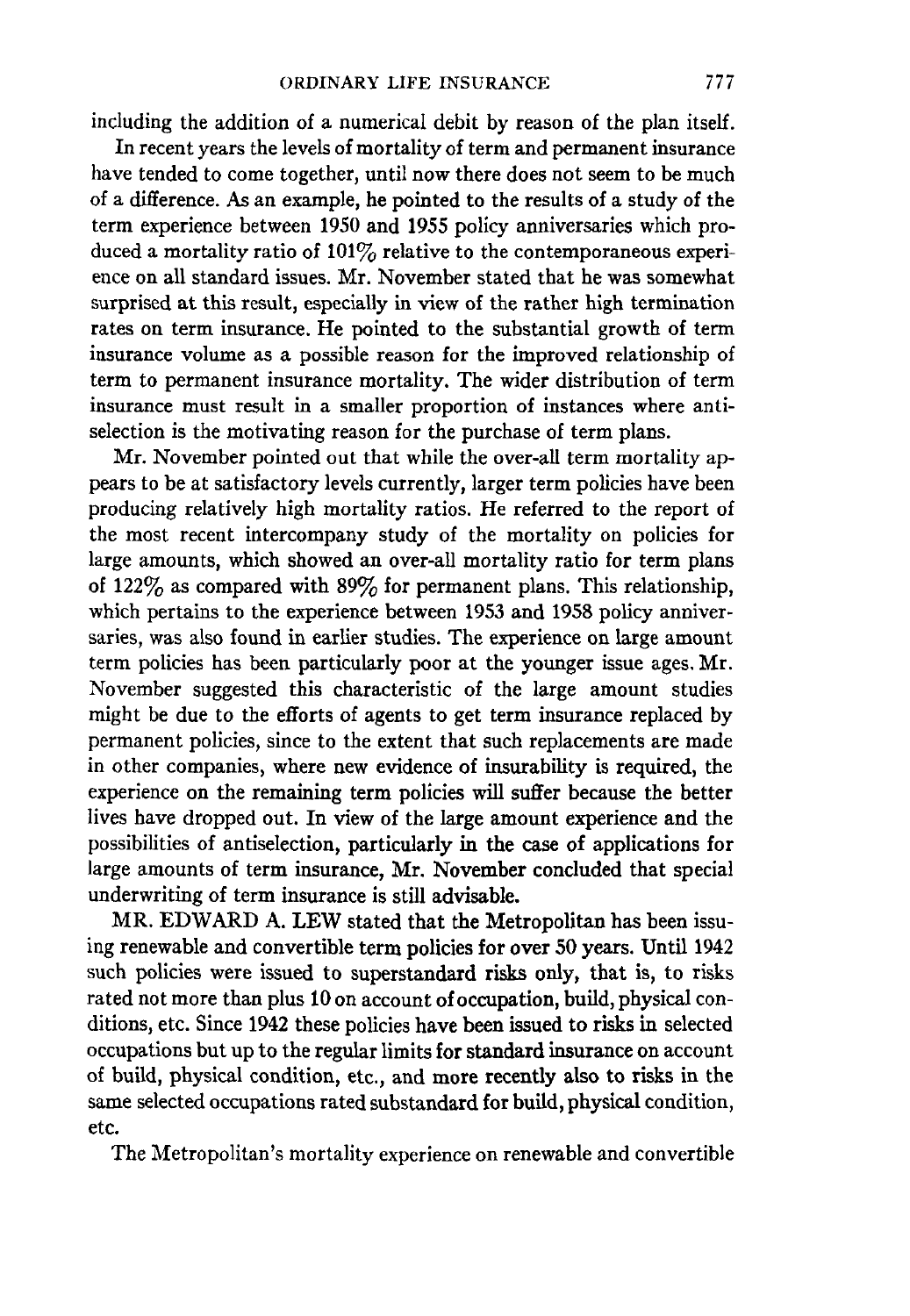including the addition of a numerical debit by reason of the plan itself.

In recent years the levels of mortality of term and permanent insurance have tended to come together, until now there does not seem to be much of a difference. As an example, he pointed to the results of a study of the term experience between 1950 and 1955 policy anniversaries which produced a mortality ratio of 101% relative to the contemporaneous experience on all standard issues. Mr. November stated that he was somewhat surprised at this result, especially in view of the rather high termination rates on term insurance. He pointed to the substantial growth of term insurance volume as a possible reason for the improved relationship of term to permanent insurance mortality. The wider distribution of term insurance must result in a smaller proportion of instances where antiselection is the motivating reason for the purchase of term plans.

Mr. November pointed out that while the over-all term mortality appears to be at satisfactory levels currently, larger term policies have been producing relatively high mortality ratios. He referred to the report of the most recent intercompany study of the mortality on policies for large amounts, which showed an over-all mortality ratio for term plans of 122% as compared with 89% for permanent plans. This relationship, which pertains to the experience between 1953 and 1958 policy anniversaries, was also found in earlier studies. The experience on large amount term policies has been particularly poor at the younger issue ages. Mr. November suggested this characteristic of the large amount studies might be due to the efforts of agents to get term insurance replaced by permanent policies, since to the extent that such replacements are made in other companies, where new evidence of insurability is required, the experience on the remaining term policies will suffer because the better lives have dropped out. In view of the large amount experience and the possibilities of antiselection, particularly in the case of applications for large amounts of term insurance, Mr. November concluded that special underwriting of term insurance is still advisable.

MR. EDWARD A. LEW stated that the Metropolitan has been issuing renewable and convertible term policies for over 50 years. Until 1942 such policies were issued to superstandard risks only, that is, to risks rated not more than plus 10 on account of occupation, build, physical conditions, etc. Since 1942 these policies have been issued to risks in selected occupations but up to the regular limits for standard insurance on account of build, physical condition, etc., and more recently also to risks in the same selected occupations rated substandard for build, physical condition, etc.

The Metropolitan's mortality experience on renewable and convertible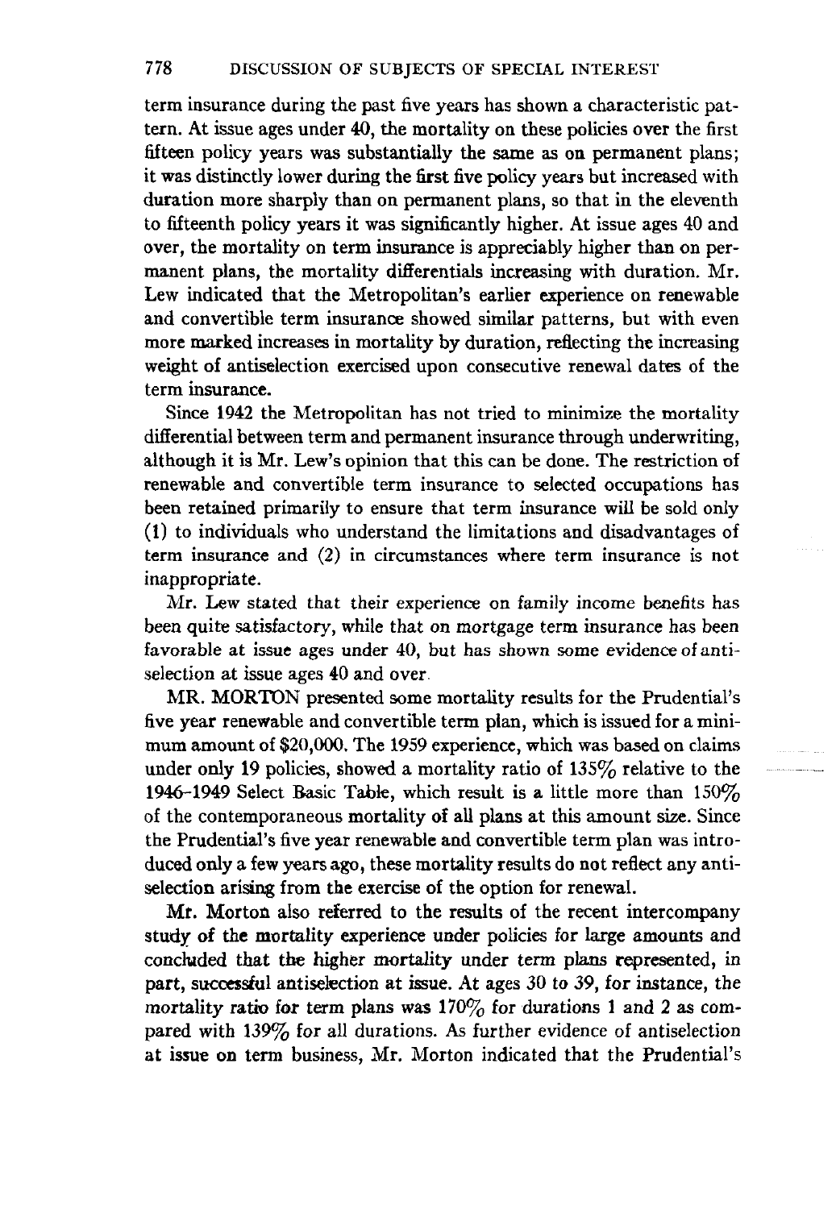term insurance during the past five years has shown a characteristic pattern. At issue ages under 40, the mortality on these policies over the first fifteen policy years was substantially the same as on permanent plans; it was distinctly lower during the first five policy years but increased with duration more sharply than on permanent plans, so that in the eleventh to fifteenth policy years it was significantly higher. At issue ages 40 and over, the mortality on term insurance is appreciably higher than on permanent plans, the mortality differentials increasing with duration. Mr. Lew indicated that the Metropolitan's earlier experience on renewable and convertible term insurance showed similar patterns, but with even more marked increases in mortality by duration, reflecting the increasing weight of antiselection exercised upon consecutive renewal dates of the term insurance.

Since 1942 the Metropolitan has not tried to minimize the mortality differential between term and permanent insurance through underwriting, although it is Mr. Lew's opinion that this can be done. The restriction of renewable and convertible term insurance to selected occupations has been retained primarily to ensure that term insurance will be sold only (1) to individuals who understand the limitations and disadvantages of term insurance and (2) in circumstances where term insurance is not inappropriate.

Mr. Lew stated that their experience on family income benefits has been quite satisfactory, while that on mortgage term insurance has been favorable at issue ages under 40, but has shown some evidence of antiselection at issue ages 40 and over.

MR. MORTON presented some mortality results for the Prudential's five year renewable and convertible term plan, which is issued for a minimum amount of $20,000. The 1959 experience, which was based on claims under only 19 policies, showed a mortality ratio of 135% relative to the 1946–1949 Select Basic Table, which result is a little more than 150% of the contemporaneous mortality of all plans at this amount size. Since the Prudential's five year renewable and convertible term plan was introduced only a few years ago, these mortality results do not reflect any antiselection arising from the exercise of the option for renewal.

Mr. Morton also referred to the results of the recent intercompany study of the mortality experience under policies for large amounts and concluded that the higher mortality under term plans represented, in part, successful antiselection at issue. At ages 30 to 39, for instance, the mortality ratio for term plans was 170% for durations 1 and 2 as compared with 139% for all durations. As further evidence of antiselection at issue on term business, Mr. Morton indicated that the Prudential's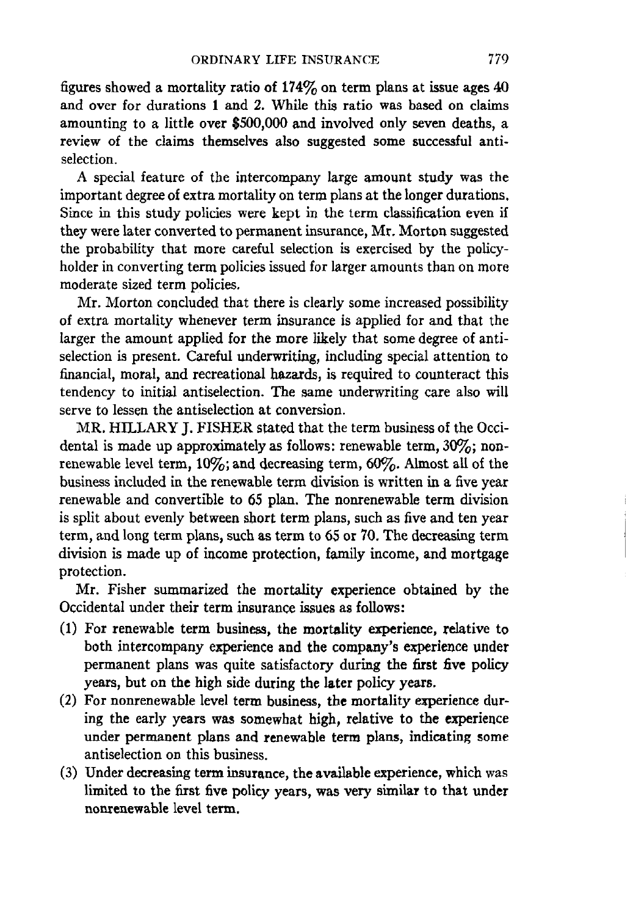figures showed a mortality ratio of 174% on term plans at issue ages 40 and over for durations 1 and 2. While this ratio was based on claims amounting to a little over $500,000 and involved only seven deaths, a review of the claims themselves also suggested some successful antiselection.

A special feature of the intercompany large amount study was the important degree of extra mortality on term plans at the longer durations. Since in this study policies were kept in the term classification even if they were later converted to permanent insurance, Mr. Morton suggested the probability that more careful selection is exercised by the policyholder in converting term policies issued for larger amounts than on more moderate sized term policies.

Mr. Morton concluded that there is clearly some increased possibility of extra mortality whenever term insurance is applied for and that the larger the amount applied for the more likely that some degree of antiselection is present. Careful underwriting, including special attention to financial, moral, and recreational hazards, is required to counteract this tendency to initial antiselection. The same underwriting care also will serve to lessen the antiselection at conversion.

MR. HILLARY J. FISHER stated that the term business of the Occidental is made up approximately as follows: renewable term, 30%; nonrenewable level term, 10%; and decreasing term, 60%. Almost all of the business included in the renewable term division is written in a five year renewable and convertible to 65 plan. The nonrenewable term division is split about evenly between short term plans, such as five and ten year term, and long term plans, such as term to 65 or 70. The decreasing term division is made up of income protection, family income, and mortgage protection.

Mr. Fisher summarized the mortality experience obtained by the Occidental under their term insurance issues as follows:

(1) For renewable term business, the mortality experience, relative to both intercompany experience and the company's experience under permanent plans was quite satisfactory during the first five policy years, but on the high side during the later policy years.
(2) For nonrenewable level term business, the mortality experience during the early years was somewhat high, relative to the experience under permanent plans and renewable term plans, indicating some antiselection on this business.
(3) Under decreasing term insurance, the available experience, which was limited to the first five policy years, was very similar to that under nonrenewable level term.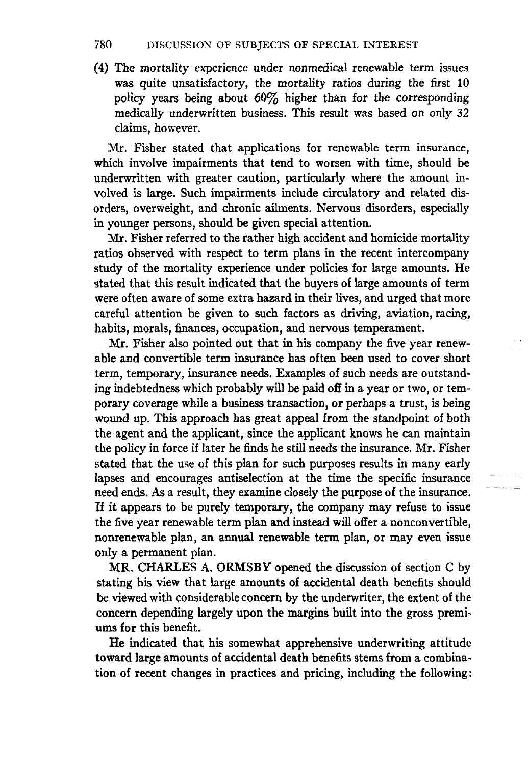(4) The mortality experience under nonmedical renewable term issues was quite unsatisfactory, the mortality ratios during the first 10 policy years being about 60% higher than for the corresponding medically underwritten business. This result was based on only 32 claims, however.

Mr. Fisher stated that applications for renewable term insurance, which involve impairments that tend to worsen with time, should be underwritten with greater caution, particularly where the amount involved is large. Such impairments include circulatory and related disorders, overweight, and chronic ailments. Nervous disorders, especially in younger persons, should be given special attention.

Mr. Fisher referred to the rather high accident and homicide mortality ratios observed with respect to term plans in the recent intercompany study of the mortality experience under policies for large amounts. He stated that this result indicated that the buyers of large amounts of term were often aware of some extra hazard in their lives, and urged that more careful attention be given to such factors as driving, aviation, racing, habits, morals, finances, occupation, and nervous temperament.

Mr. Fisher also pointed out that in his company the five year renewable and convertible term insurance has often been used to cover short term, temporary, insurance needs. Examples of such needs are outstanding indebtedness which probably will be paid off in a year or two, or temporary coverage while a business transaction, or perhaps a trust, is being wound up. This approach has great appeal from the standpoint of both the agent and the applicant, since the applicant knows he can maintain the policy in force if later he finds he still needs the insurance. Mr. Fisher stated that the use of this plan for such purposes results in many early lapses and encourages antiselection at the time the specific insurance need ends. As a result, they examine closely the purpose of the insurance. If it appears to be purely temporary, the company may refuse to issue the five year renewable term plan and instead will offer a nonconvertible, nonrenewable plan, an annual renewable term plan, or may even issue only a permanent plan.

MR. CHARLES A. ORMSBY opened the discussion of section C by stating his view that large amounts of accidental death benefits should be viewed with considerable concern by the underwriter, the extent of the concern depending largely upon the margins built into the gross premiums for this benefit.

He indicated that his somewhat apprehensive underwriting attitude toward large amounts of accidental death benefits stems from a combination of recent changes in practices and pricing, including the following: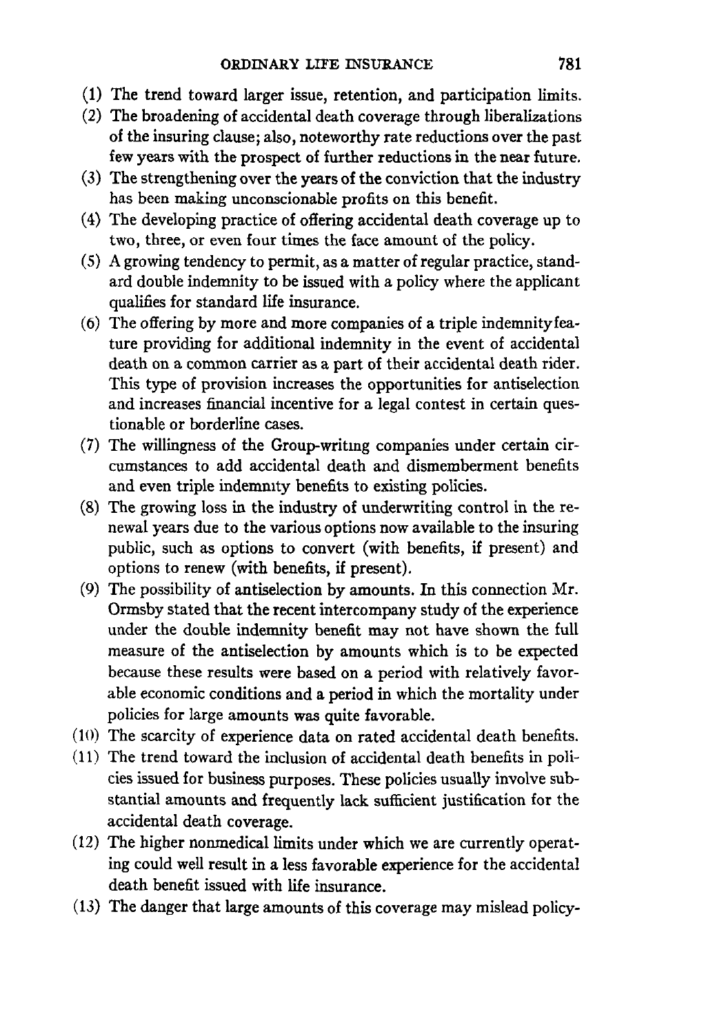(1) The trend toward larger issue, retention, and participation limits.

(2) The broadening of accidental death coverage through liberalizations of the insuring clause; also, noteworthy rate reductions over the past few years with the prospect of further reductions in the near future.

(3) The strengthening over the years of the conviction that the industry has been making unconscionable profits on this benefit.

(4) The developing practice of offering accidental death coverage up to two, three, or even four times the face amount of the policy.

(5) A growing tendency to permit, as a matter of regular practice, standard double indemnity to be issued with a policy where the applicant qualifies for standard life insurance.

(6) The offering by more and more companies of a triple indemnity feature providing for additional indemnity in the event of accidental death on a common carrier as a part of their accidental death rider. This type of provision increases the opportunities for antiselection and increases financial incentive for a legal contest in certain questionable or borderline cases.

(7) The willingness of the Group-writing companies under certain circumstances to add accidental death and dismemberment benefits and even triple indemnity benefits to existing policies.

(8) The growing loss in the industry of underwriting control in the renewal years due to the various options now available to the insuring public, such as options to convert (with benefits, if present) and options to renew (with benefits, if present).

(9) The possibility of antiselection by amounts. In this connection Mr. Ormsby stated that the recent intercompany study of the experience under the double indemnity benefit may not have shown the full measure of the antiselection by amounts which is to be expected because these results were based on a period with relatively favorable economic conditions and a period in which the mortality under policies for large amounts was quite favorable.

(10) The scarcity of experience data on rated accidental death benefits.

(11) The trend toward the inclusion of accidental death benefits in policies issued for business purposes. These policies usually involve substantial amounts and frequently lack sufficient justification for the accidental death coverage.

(12) The higher nonmedical limits under which we are currently operating could well result in a less favorable experience for the accidental death benefit issued with life insurance.

(13) The danger that large amounts of this coverage may mislead policy-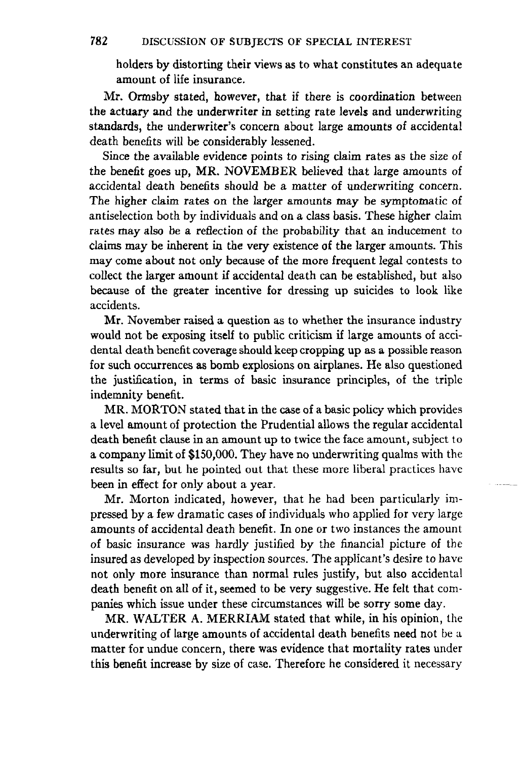holders by distorting their views as to what constitutes an adequate amount of life insurance.

Mr. Ormsby stated, however, that if there is coordination between the actuary and the underwriter in setting rate levels and underwriting standards, the underwriter's concern about large amounts of accidental death benefits will be considerably lessened.

Since the available evidence points to rising claim rates as the size of the benefit goes up, MR. NOVEMBER believed that large amounts of accidental death benefits should be a matter of underwriting concern. The higher claim rates on the larger amounts may be symptomatic of antiselection both by individuals and on a class basis. These higher claim rates may also be a reflection of the probability that an inducement to claims may be inherent in the very existence of the larger amounts. This may come about not only because of the more frequent legal contests to collect the larger amount if accidental death can be established, but also because of the greater incentive for dressing up suicides to look like accidents.

Mr. November raised a question as to whether the insurance industry would not be exposing itself to public criticism if large amounts of accidental death benefit coverage should keep cropping up as a possible reason for such occurrences as bomb explosions on airplanes. He also questioned the justification, in terms of basic insurance principles, of the triple indemnity benefit.

MR. MORTON stated that in the case of a basic policy which provides a level amount of protection the Prudential allows the regular accidental death benefit clause in an amount up to twice the face amount, subject to a company limit of $150,000. They have no underwriting qualms with the results so far, but he pointed out that these more liberal practices have been in effect for only about a year.

Mr. Morton indicated, however, that he had been particularly impressed by a few dramatic cases of individuals who applied for very large amounts of accidental death benefit. In one or two instances the amount of basic insurance was hardly justified by the financial picture of the insured as developed by inspection sources. The applicant's desire to have not only more insurance than normal rules justify, but also accidental death benefit on all of it, seemed to be very suggestive. He felt that companies which issue under these circumstances will be sorry some day.

MR. WALTER A. MERRIAM stated that while, in his opinion, the underwriting of large amounts of accidental death benefits need not be a matter for undue concern, there was evidence that mortality rates under this benefit increase by size of case. Therefore he considered it necessary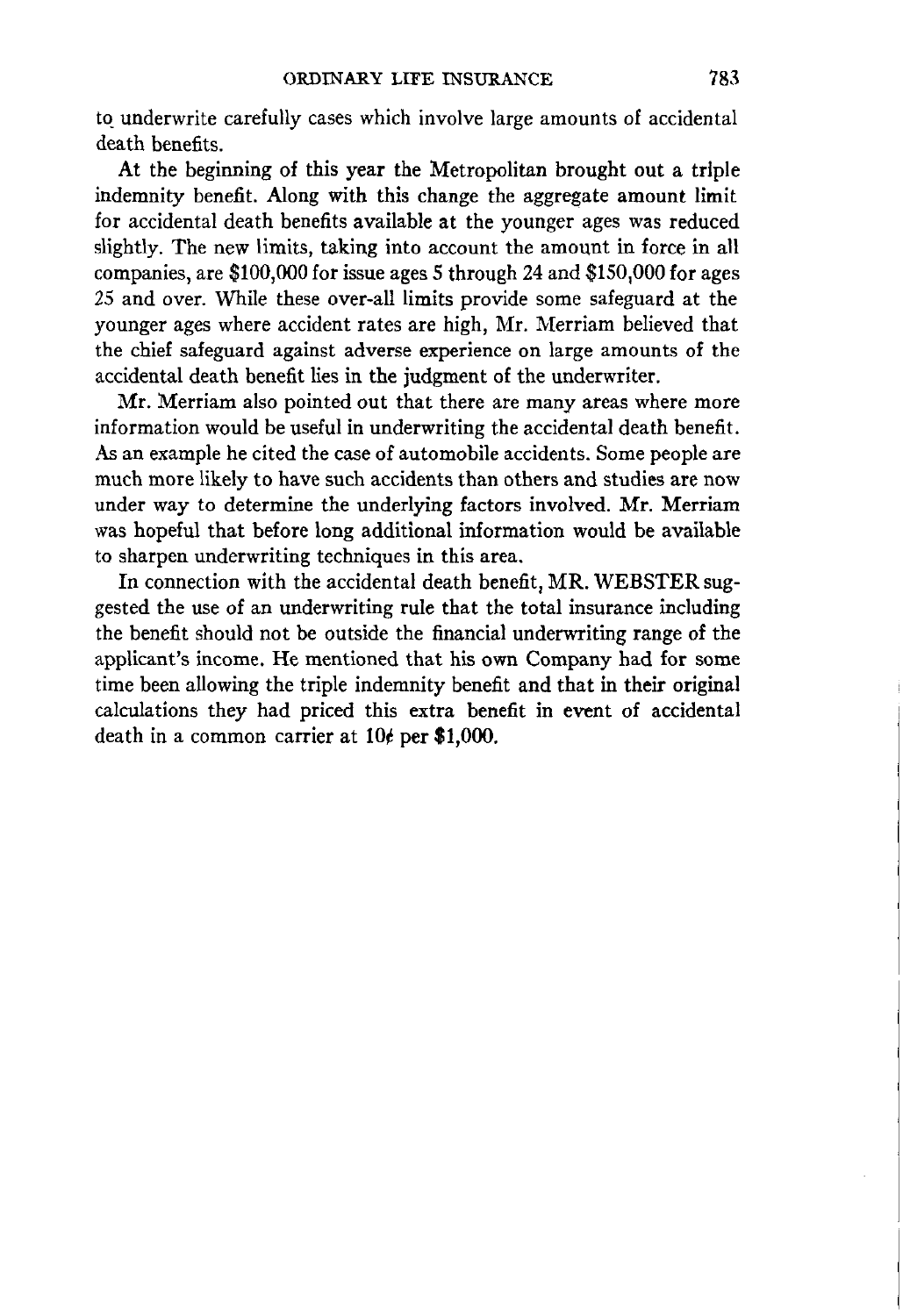to underwrite carefully cases which involve large amounts of accidental death benefits.

At the beginning of this year the Metropolitan brought out a triple indemnity benefit. Along with this change the aggregate amount limit for accidental death benefits available at the younger ages was reduced slightly. The new limits, taking into account the amount in force in all companies, are $100,000 for issue ages 5 through 24 and $150,000 for ages 25 and over. While these over-all limits provide some safeguard at the younger ages where accident rates are high, Mr. Merriam believed that the chief safeguard against adverse experience on large amounts of the accidental death benefit lies in the judgment of the underwriter.

Mr. Merriam also pointed out that there are many areas where more information would be useful in underwriting the accidental death benefit. As an example he cited the case of automobile accidents. Some people are much more likely to have such accidents than others and studies are now under way to determine the underlying factors involved. Mr. Merriam was hopeful that before long additional information would be available to sharpen underwriting techniques in this area.

In connection with the accidental death benefit, MR. WEBSTER suggested the use of an underwriting rule that the total insurance including the benefit should not be outside the financial underwriting range of the applicant's income. He mentioned that his own Company had for some time been allowing the triple indemnity benefit and that in their original calculations they had priced this extra benefit in event of accidental death in a common carrier at 10¢ per $1,000.